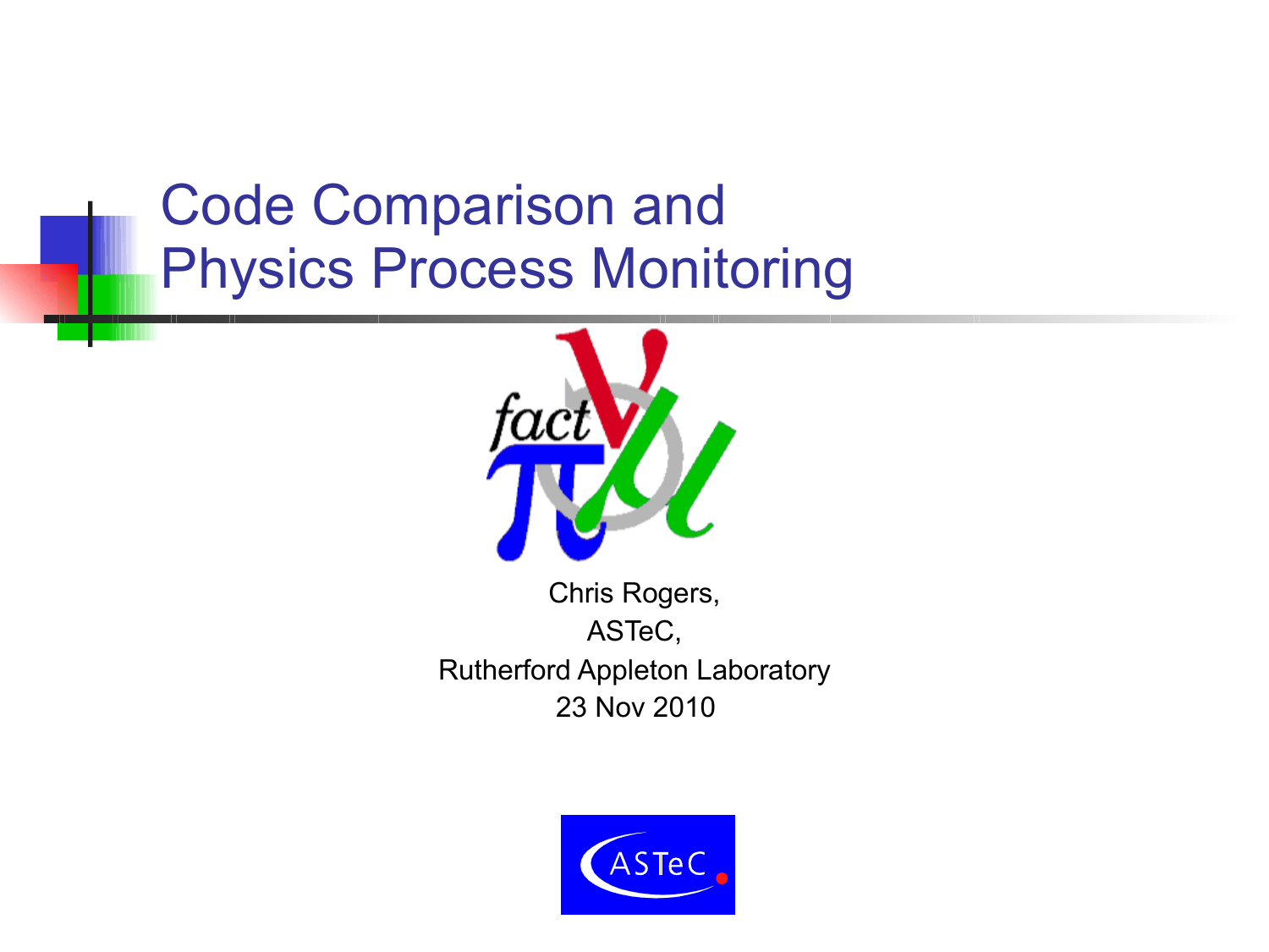# Code Comparison and Physics Process Monitoring

Chris Rogers,

ASTeC,

Rutherford Appleton Laboratory

23 Nov 2010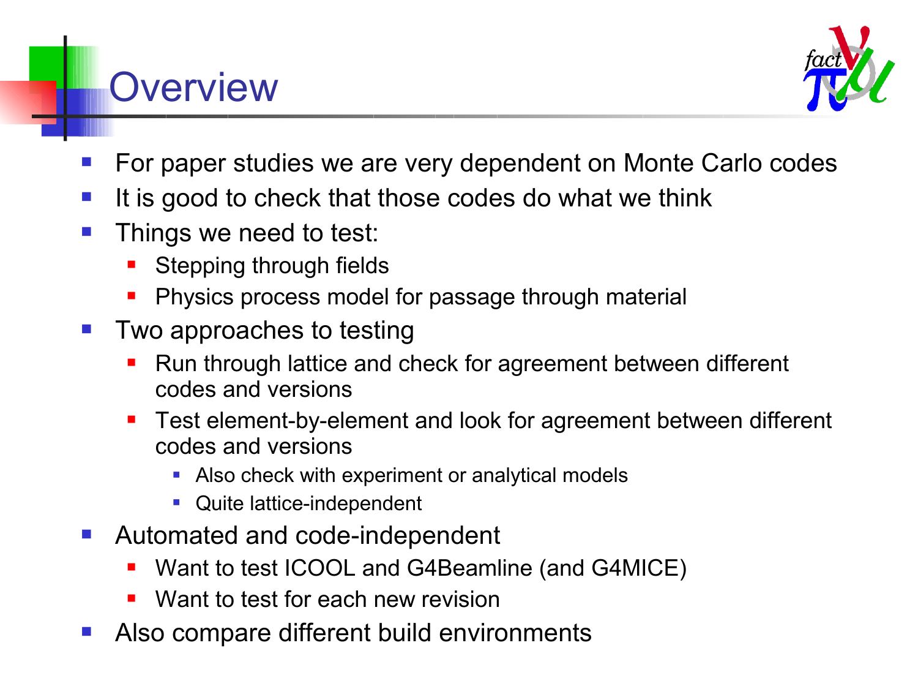# Overview

- For paper studies we are very dependent on Monte Carlo codes
- It is good to check that those codes do what we think
- Things we need to test:
  - Stepping through fields
  - Physics process model for passage through material
- Two approaches to testing
  - Run through lattice and check for agreement between different codes and versions
  - Test element-by-element and look for agreement between different codes and versions
    - Also check with experiment or analytical models
    - Quite lattice-independent
- Automated and code-independent
  - Want to test ICOOL and G4Beamline (and G4MICE)
  - Want to test for each new revision
- Also compare different build environments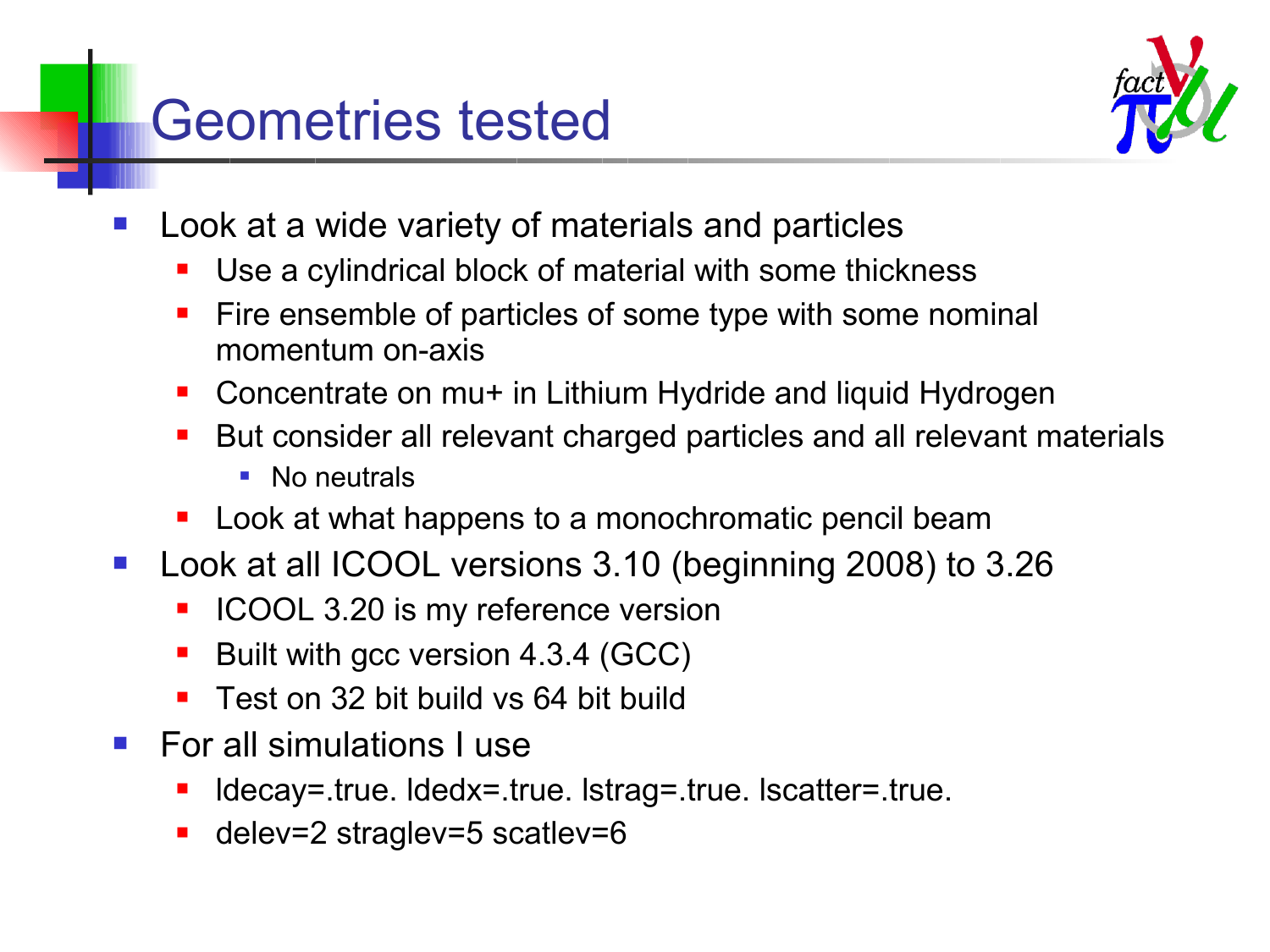# Geometries tested

- Look at a wide variety of materials and particles
  - Use a cylindrical block of material with some thickness
  - Fire ensemble of particles of some type with some nominal momentum on-axis
  - Concentrate on mu+ in Lithium Hydride and liquid Hydrogen
  - But consider all relevant charged particles and all relevant materials
    - No neutrals
  - Look at what happens to a monochromatic pencil beam
- Look at all ICOOL versions 3.10 (beginning 2008) to 3.26
  - ICOOL 3.20 is my reference version
  - Built with gcc version 4.3.4 (GCC)
  - Test on 32 bit build vs 64 bit build
- For all simulations I use
  - ldecay=.true. ldedx=.true. lstrag=.true. lscatter=.true.
  - delev=2 straglev=5 scatlev=6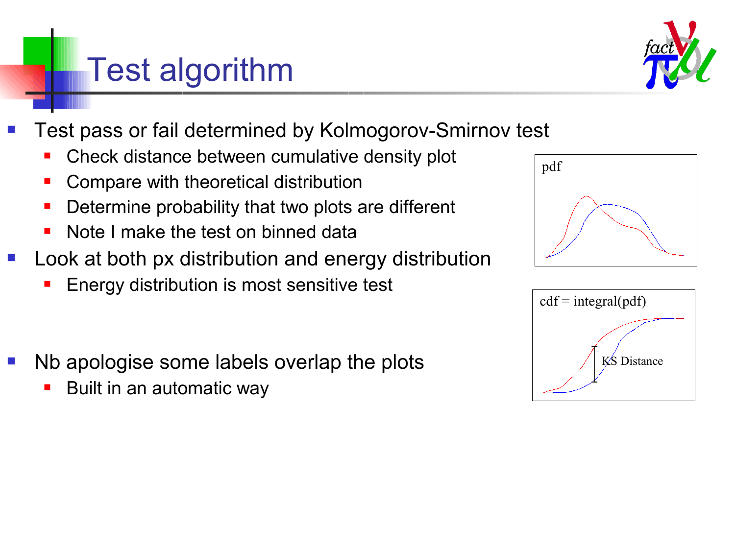# Test algorithm

- Test pass or fail determined by Kolmogorov-Smirnov test
  - Check distance between cumulative density plot
  - Compare with theoretical distribution
  - Determine probability that two plots are different
  - Note I make the test on binned data
- Look at both px distribution and energy distribution
  - Energy distribution is most sensitive test
- Nb apologise some labels overlap the plots
  - Built in an automatic way

pdf

cdf = integral(pdf)

KS Distance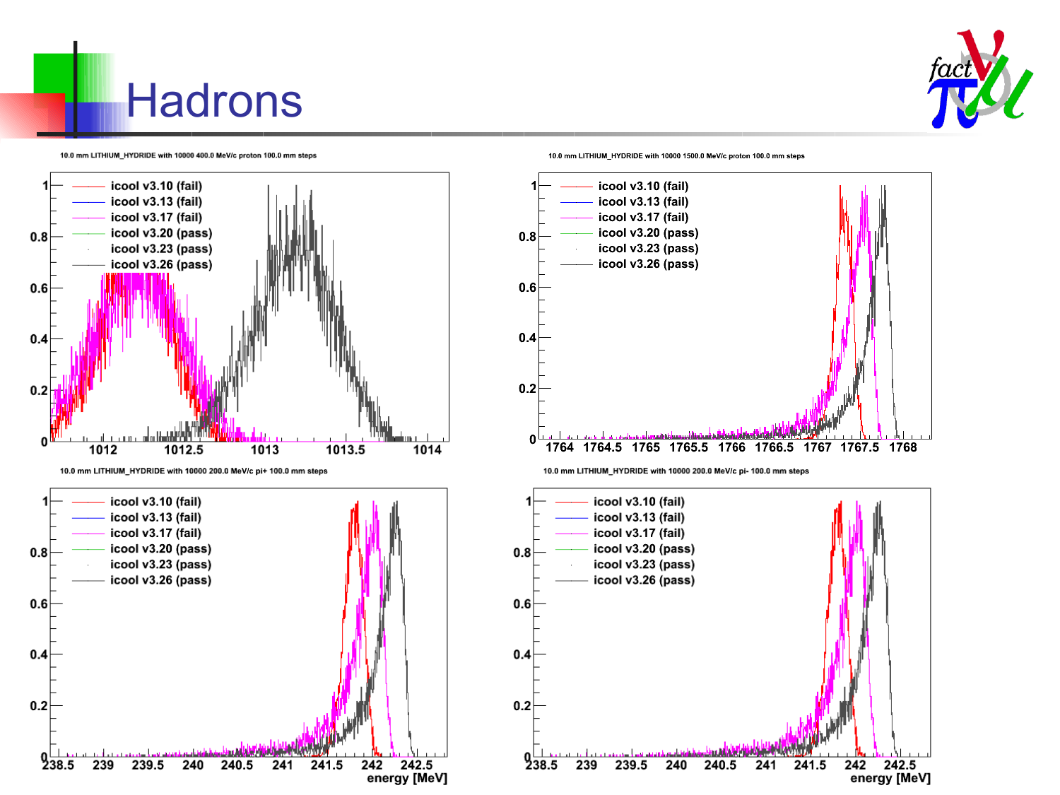# Hadrons

10.0 mm LITHIUM_HYDRIDE with 10000 400.0 MeV/c proton 100.0 mm steps

- icool v3.10 (fail)
- icool v3.13 (fail)
- icool v3.17 (fail)
- icool v3.20 (pass)
- icool v3.23 (pass)
- icool v3.26 (pass)

10.0 mm LITHIUM_HYDRIDE with 10000 1500.0 MeV/c proton 100.0 mm steps

- icool v3.10 (fail)
- icool v3.13 (fail)
- icool v3.17 (fail)
- icool v3.20 (pass)
- icool v3.23 (pass)
- icool v3.26 (pass)

10.0 mm LITHIUM_HYDRIDE with 10000 200.0 MeV/c pi+ 100.0 mm steps

- icool v3.10 (fail)
- icool v3.13 (fail)
- icool v3.17 (fail)
- icool v3.20 (pass)
- icool v3.23 (pass)
- icool v3.26 (pass)

energy [MeV]

10.0 mm LITHIUM_HYDRIDE with 10000 200.0 MeV/c pi- 100.0 mm steps

- icool v3.10 (fail)
- icool v3.13 (fail)
- icool v3.17 (fail)
- icool v3.20 (pass)
- icool v3.23 (pass)
- icool v3.26 (pass)

energy [MeV]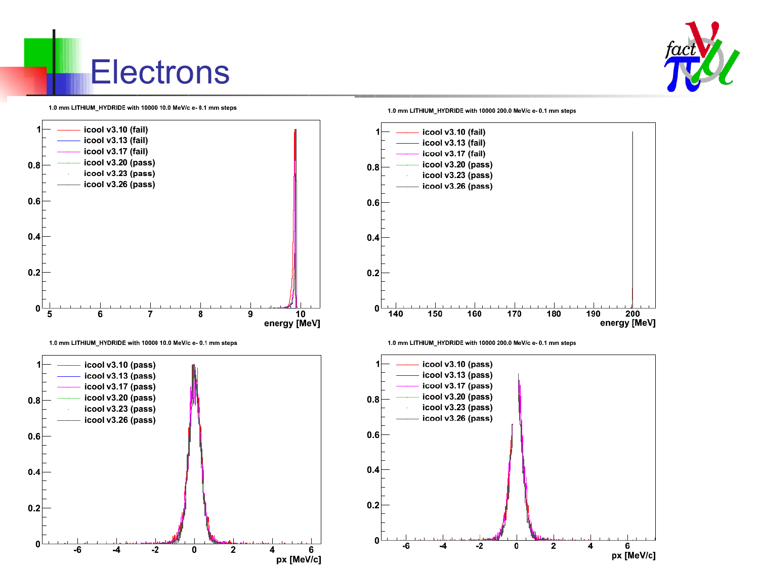# Electrons

1.0 mm LITHIUM_HYDRIDE with 10000 10.0 MeV/c e- 0.1 mm steps

- icool v3.10 (fail)
- icool v3.13 (fail)
- icool v3.17 (fail)
- icool v3.20 (pass)
- icool v3.23 (pass)
- icool v3.26 (pass)

energy [MeV]

1.0 mm LITHIUM_HYDRIDE with 10000 200.0 MeV/c e- 0.1 mm steps

- icool v3.10 (fail)
- icool v3.13 (fail)
- icool v3.17 (fail)
- icool v3.20 (pass)
- icool v3.23 (pass)
- icool v3.26 (pass)

energy [MeV]

1.0 mm LITHIUM_HYDRIDE with 10000 10.0 MeV/c e- 0.1 mm steps

- icool v3.10 (pass)
- icool v3.13 (pass)
- icool v3.17 (pass)
- icool v3.20 (pass)
- icool v3.23 (pass)
- icool v3.26 (pass)

px [MeV/c]

1.0 mm LITHIUM_HYDRIDE with 10000 200.0 MeV/c e- 0.1 mm steps

- icool v3.10 (pass)
- icool v3.13 (pass)
- icool v3.17 (pass)
- icool v3.20 (pass)
- icool v3.23 (pass)
- icool v3.26 (pass)

px [MeV/c]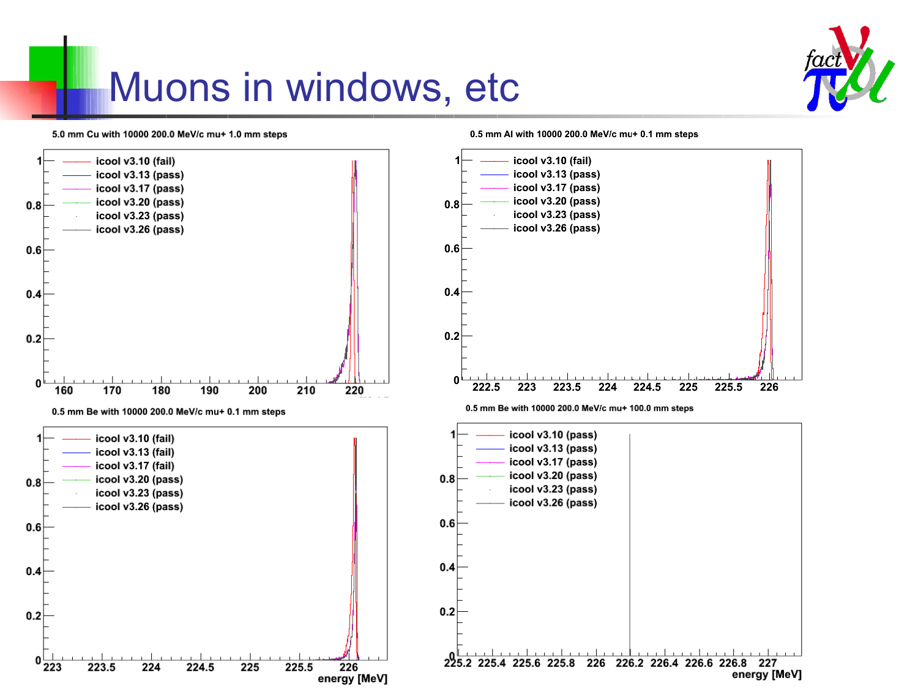# Muons in windows, etc

5.0 mm Cu with 10000 200.0 MeV/c mu+ 1.0 mm steps

- icool v3.10 (fail)
- icool v3.13 (pass)
- icool v3.17 (pass)
- icool v3.20 (pass)
- icool v3.23 (pass)
- icool v3.26 (pass)

0.5 mm Al with 10000 200.0 MeV/c mu+ 0.1 mm steps

- icool v3.10 (fail)
- icool v3.13 (pass)
- icool v3.17 (pass)
- icool v3.20 (pass)
- icool v3.23 (pass)
- icool v3.26 (pass)

0.5 mm Be with 10000 200.0 MeV/c mu+ 0.1 mm steps

- icool v3.10 (fail)
- icool v3.13 (fail)
- icool v3.17 (fail)
- icool v3.20 (pass)
- icool v3.23 (pass)
- icool v3.26 (pass)

energy [MeV]

0.5 mm Be with 10000 200.0 MeV/c mu+ 100.0 mm steps

- icool v3.10 (pass)
- icool v3.13 (pass)
- icool v3.17 (pass)
- icool v3.20 (pass)
- icool v3.23 (pass)
- icool v3.26 (pass)

energy [MeV]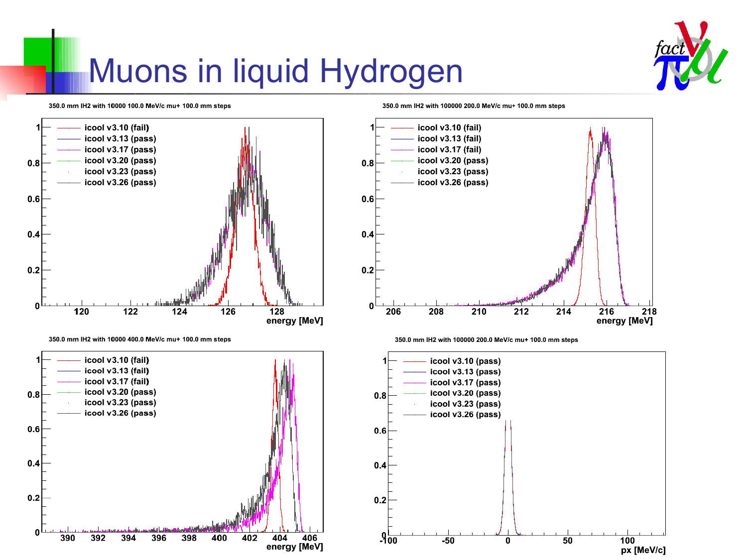# Muons in liquid Hydrogen

350.0 mm lH2 with 10000 100.0 MeV/c mu+ 100.0 mm steps

- icool v3.10 (fail)
- icool v3.13 (pass)
- icool v3.17 (pass)
- icool v3.20 (pass)
- icool v3.23 (pass)
- icool v3.26 (pass)

energy [MeV]

350.0 mm lH2 with 100000 200.0 MeV/c mu+ 100.0 mm steps

- icool v3.10 (fail)
- icool v3.13 (fail)
- icool v3.17 (fail)
- icool v3.20 (pass)
- icool v3.23 (pass)
- icool v3.26 (pass)

energy [MeV]

350.0 mm lH2 with 10000 400.0 MeV/c mu+ 100.0 mm steps

- icool v3.10 (fail)
- icool v3.13 (fail)
- icool v3.17 (fail)
- icool v3.20 (pass)
- icool v3.23 (pass)
- icool v3.26 (pass)

energy [MeV]

350.0 mm lH2 with 100000 200.0 MeV/c mu+ 100.0 mm steps

- icool v3.10 (pass)
- icool v3.13 (pass)
- icool v3.17 (pass)
- icool v3.20 (pass)
- icool v3.23 (pass)
- icool v3.26 (pass)

px [MeV/c]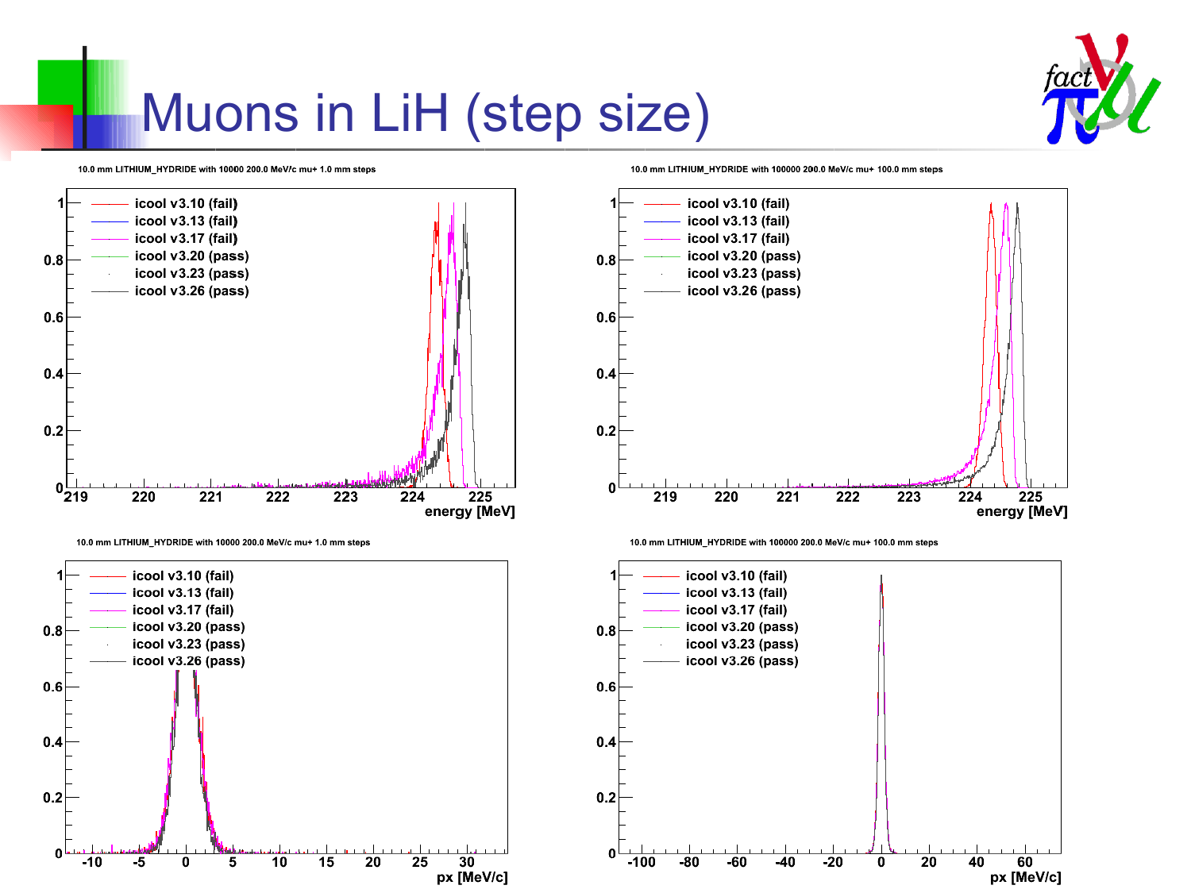# Muons in LiH (step size)

10.0 mm LITHIUM_HYDRIDE with 10000 200.0 MeV/c mu+ 1.0 mm steps

- icool v3.10 (fail)
- icool v3.13 (fail)
- icool v3.17 (fail)
- icool v3.20 (pass)
- icool v3.23 (pass)
- icool v3.26 (pass)

energy [MeV]

10.0 mm LITHIUM_HYDRIDE with 100000 200.0 MeV/c mu+ 100.0 mm steps

- icool v3.10 (fail)
- icool v3.13 (fail)
- icool v3.17 (fail)
- icool v3.20 (pass)
- icool v3.23 (pass)
- icool v3.26 (pass)

energy [MeV]

10.0 mm LITHIUM_HYDRIDE with 10000 200.0 MeV/c mu+ 1.0 mm steps

- icool v3.10 (fail)
- icool v3.13 (fail)
- icool v3.17 (fail)
- icool v3.20 (pass)
- icool v3.23 (pass)
- icool v3.26 (pass)

px [MeV/c]

10.0 mm LITHIUM_HYDRIDE with 100000 200.0 MeV/c mu+ 100.0 mm steps

- icool v3.10 (fail)
- icool v3.13 (fail)
- icool v3.17 (fail)
- icool v3.20 (pass)
- icool v3.23 (pass)
- icool v3.26 (pass)

px [MeV/c]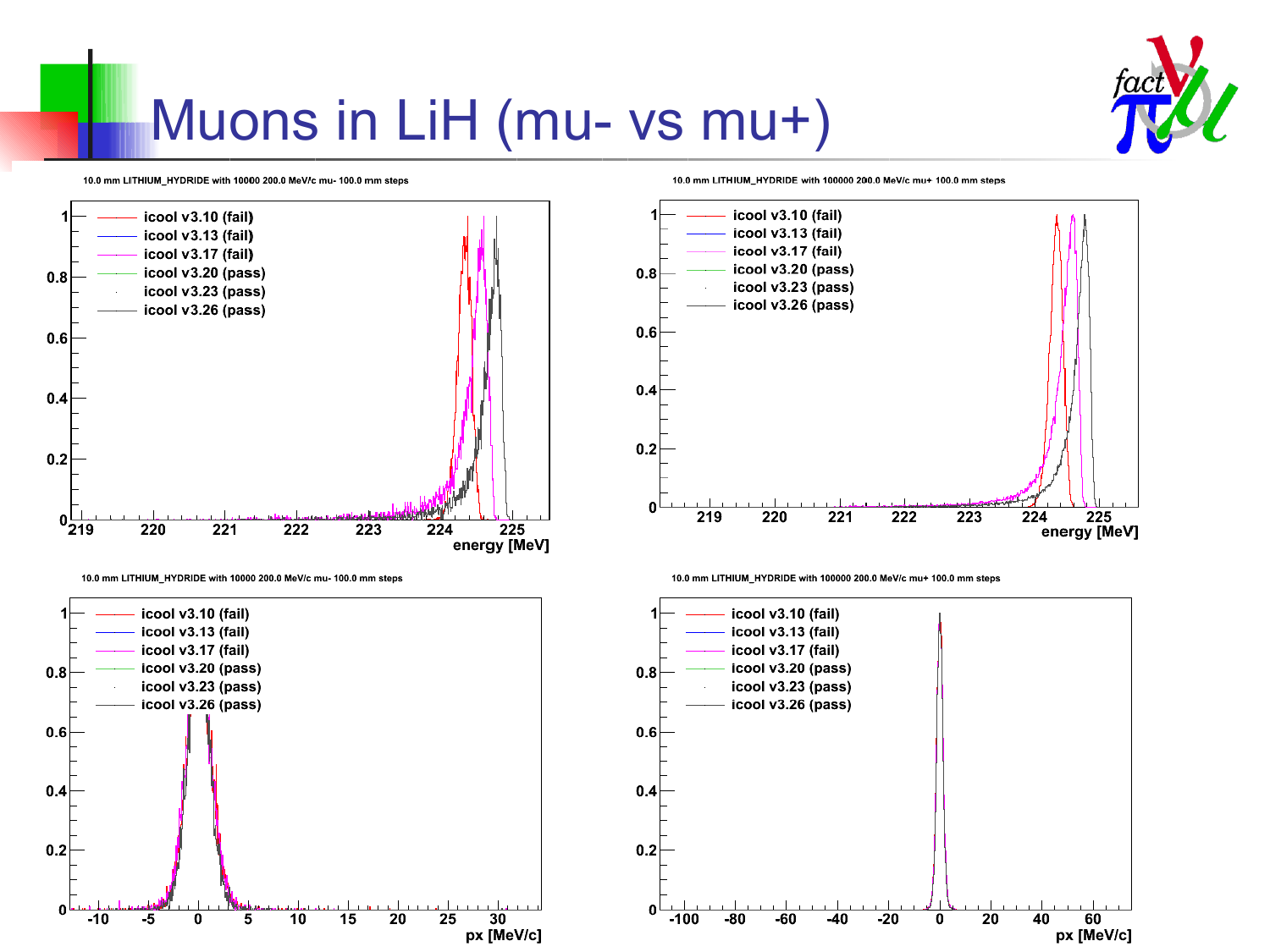# Muons in LiH (mu- vs mu+)

10.0 mm LITHIUM_HYDRIDE with 10000 200.0 MeV/c mu- 100.0 mm steps

- icool v3.10 (fail)
- icool v3.13 (fail)
- icool v3.17 (fail)
- icool v3.20 (pass)
- icool v3.23 (pass)
- icool v3.26 (pass)

energy [MeV]

10.0 mm LITHIUM_HYDRIDE with 100000 200.0 MeV/c mu+ 100.0 mm steps

- icool v3.10 (fail)
- icool v3.13 (fail)
- icool v3.17 (fail)
- icool v3.20 (pass)
- icool v3.23 (pass)
- icool v3.26 (pass)

energy [MeV]

10.0 mm LITHIUM_HYDRIDE with 10000 200.0 MeV/c mu- 100.0 mm steps

- icool v3.10 (fail)
- icool v3.13 (fail)
- icool v3.17 (fail)
- icool v3.20 (pass)
- icool v3.23 (pass)
- icool v3.26 (pass)

px [MeV/c]

10.0 mm LITHIUM_HYDRIDE with 100000 200.0 MeV/c mu+ 100.0 mm steps

- icool v3.10 (fail)
- icool v3.13 (fail)
- icool v3.17 (fail)
- icool v3.20 (pass)
- icool v3.23 (pass)
- icool v3.26 (pass)

px [MeV/c]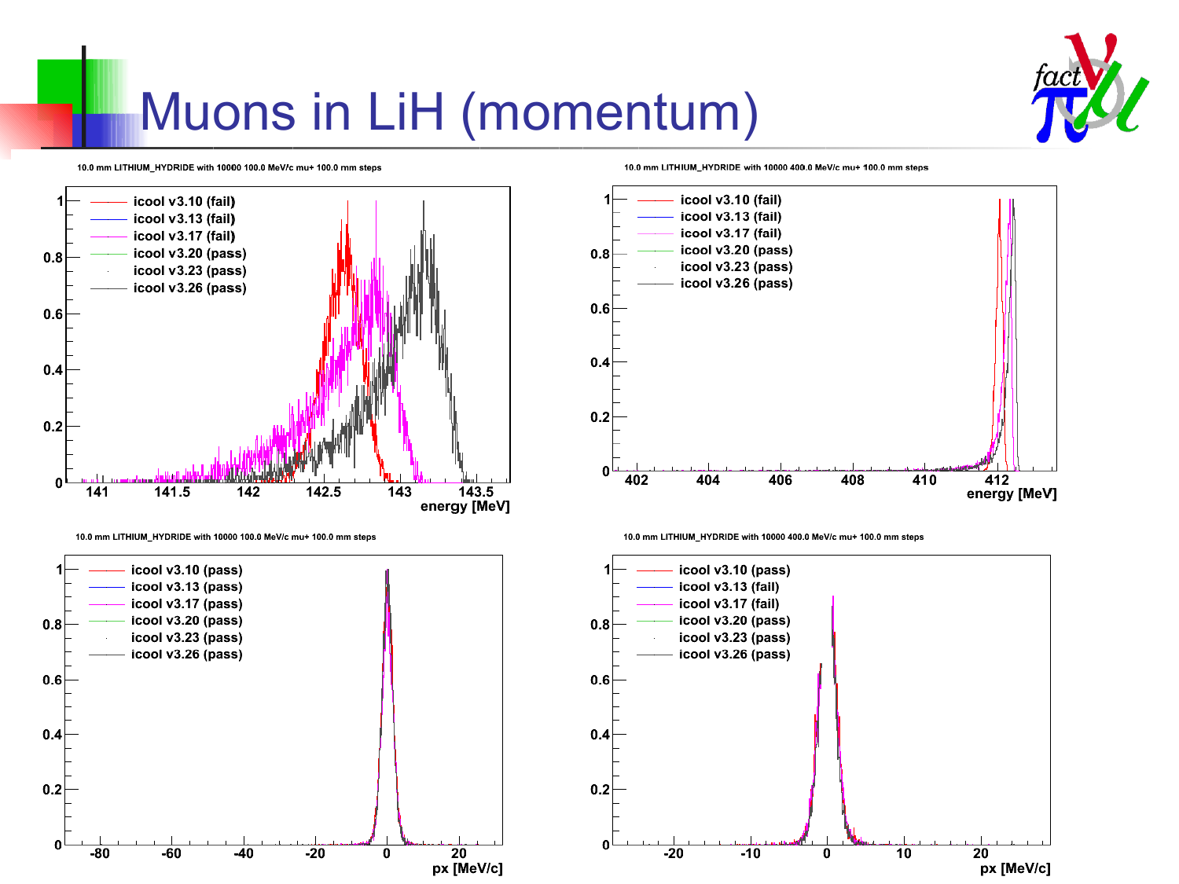# Muons in LiH (momentum)

10.0 mm LITHIUM_HYDRIDE with 10000 100.0 MeV/c mu+ 100.0 mm steps

- icool v3.10 (fail)
- icool v3.13 (fail)
- icool v3.17 (fail)
- icool v3.20 (pass)
- icool v3.23 (pass)
- icool v3.26 (pass)

energy [MeV]

10.0 mm LITHIUM_HYDRIDE with 10000 400.0 MeV/c mu+ 100.0 mm steps

- icool v3.10 (fail)
- icool v3.13 (fail)
- icool v3.17 (fail)
- icool v3.20 (pass)
- icool v3.23 (pass)
- icool v3.26 (pass)

energy [MeV]

10.0 mm LITHIUM_HYDRIDE with 10000 100.0 MeV/c mu+ 100.0 mm steps

- icool v3.10 (pass)
- icool v3.13 (pass)
- icool v3.17 (pass)
- icool v3.20 (pass)
- icool v3.23 (pass)
- icool v3.26 (pass)

px [MeV/c]

10.0 mm LITHIUM_HYDRIDE with 10000 400.0 MeV/c mu+ 100.0 mm steps

- icool v3.10 (pass)
- icool v3.13 (fail)
- icool v3.17 (fail)
- icool v3.20 (pass)
- icool v3.23 (pass)
- icool v3.26 (pass)

px [MeV/c]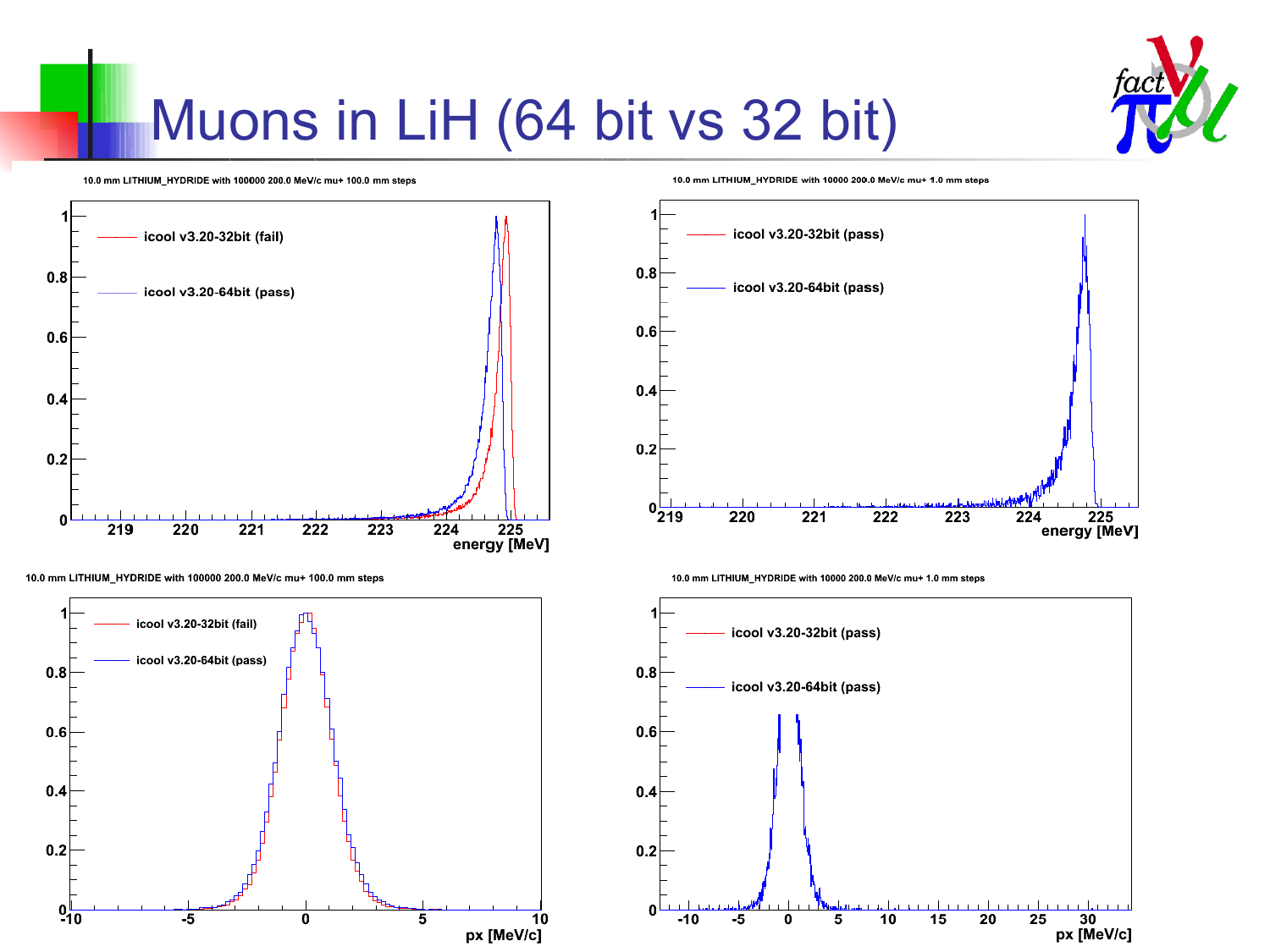# Muons in LiH (64 bit vs 32 bit)

10.0 mm LITHIUM_HYDRIDE with 100000 200.0 MeV/c mu+ 100.0 mm steps

- icool v3.20-32bit (fail)
- icool v3.20-64bit (pass)

energy [MeV]

10.0 mm LITHIUM_HYDRIDE with 10000 200.0 MeV/c mu+ 1.0 mm steps

- icool v3.20-32bit (pass)
- icool v3.20-64bit (pass)

energy [MeV]

10.0 mm LITHIUM_HYDRIDE with 100000 200.0 MeV/c mu+ 100.0 mm steps

- icool v3.20-32bit (fail)
- icool v3.20-64bit (pass)

px [MeV/c]

10.0 mm LITHIUM_HYDRIDE with 10000 200.0 MeV/c mu+ 1.0 mm steps

- icool v3.20-32bit (pass)
- icool v3.20-64bit (pass)

px [MeV/c]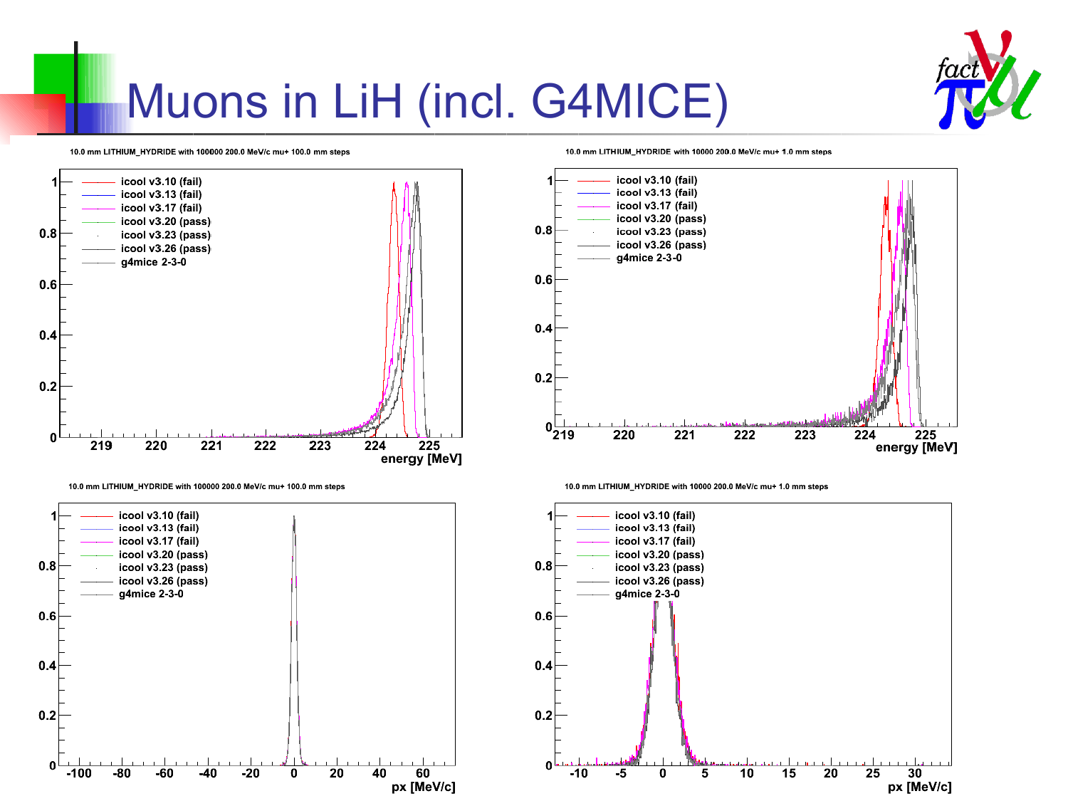# Muons in LiH (incl. G4MICE)

10.0 mm LITHIUM_HYDRIDE with 100000 200.0 MeV/c mu+ 100.0 mm steps

- icool v3.10 (fail)
- icool v3.13 (fail)
- icool v3.17 (fail)
- icool v3.20 (pass)
- icool v3.23 (pass)
- icool v3.26 (pass)
- g4mice 2-3-0

energy [MeV]

10.0 mm LITHIUM_HYDRIDE with 10000 200.0 MeV/c mu+ 1.0 mm steps

- icool v3.10 (fail)
- icool v3.13 (fail)
- icool v3.17 (fail)
- icool v3.20 (pass)
- icool v3.23 (pass)
- icool v3.26 (pass)
- g4mice 2-3-0

energy [MeV]

10.0 mm LITHIUM_HYDRIDE with 100000 200.0 MeV/c mu+ 100.0 mm steps

- icool v3.10 (fail)
- icool v3.13 (fail)
- icool v3.17 (fail)
- icool v3.20 (pass)
- icool v3.23 (pass)
- icool v3.26 (pass)
- g4mice 2-3-0

px [MeV/c]

10.0 mm LITHIUM_HYDRIDE with 10000 200.0 MeV/c mu+ 1.0 mm steps

- icool v3.10 (fail)
- icool v3.13 (fail)
- icool v3.17 (fail)
- icool v3.20 (pass)
- icool v3.23 (pass)
- icool v3.26 (pass)
- g4mice 2-3-0

px [MeV/c]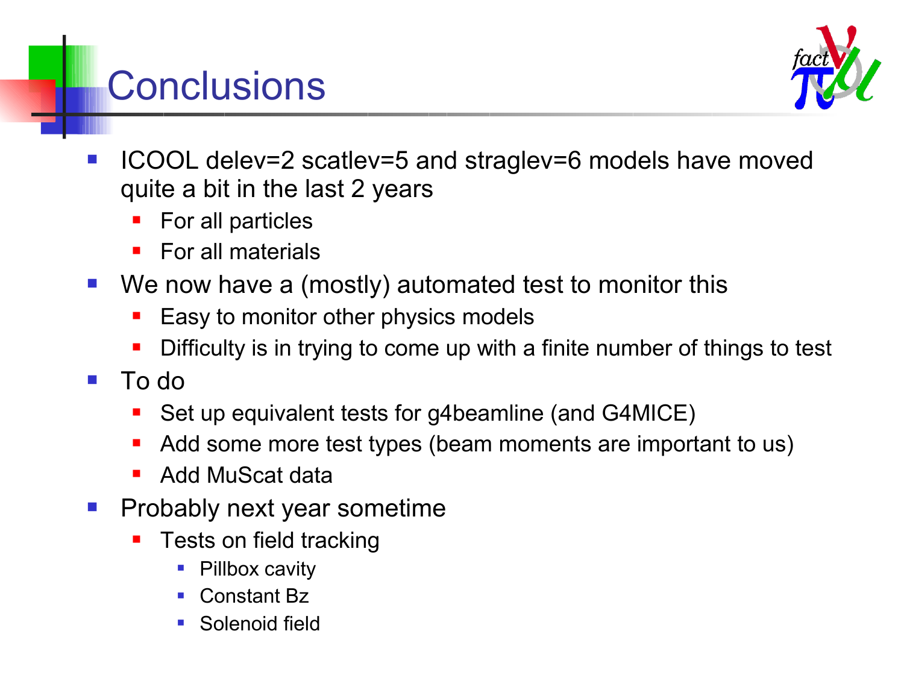# Conclusions

- ICOOL delev=2 scatlev=5 and straglev=6 models have moved quite a bit in the last 2 years
  - For all particles
  - For all materials
- We now have a (mostly) automated test to monitor this
  - Easy to monitor other physics models
  - Difficulty is in trying to come up with a finite number of things to test
- To do
  - Set up equivalent tests for g4beamline (and G4MICE)
  - Add some more test types (beam moments are important to us)
  - Add MuScat data
- Probably next year sometime
  - Tests on field tracking
    - Pillbox cavity
    - Constant Bz
    - Solenoid field